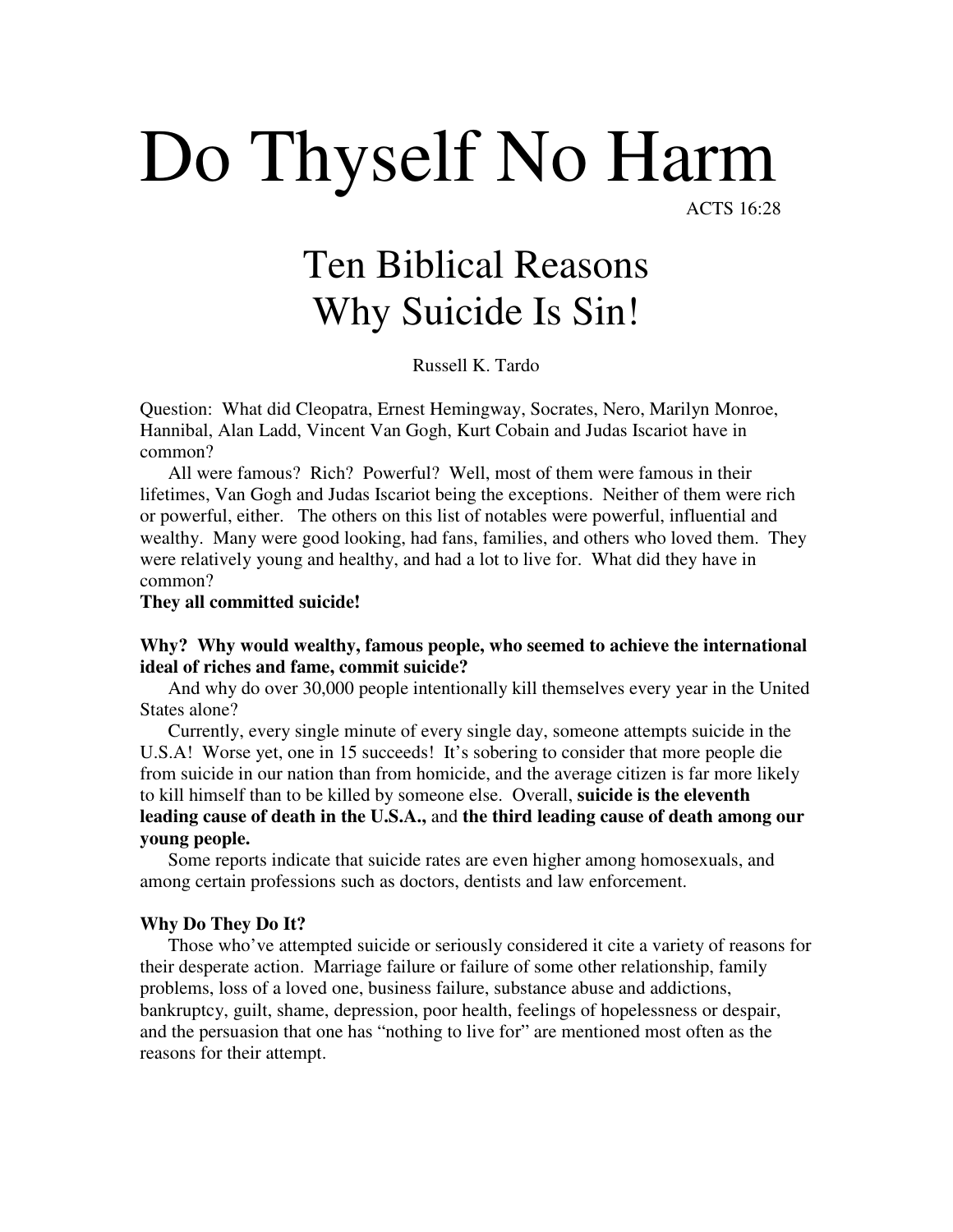# Do Thyself No Harm

ACTS 16:28

## Ten Biblical Reasons Why Suicide Is Sin!

Russell K. Tardo

Question: What did Cleopatra, Ernest Hemingway, Socrates, Nero, Marilyn Monroe, Hannibal, Alan Ladd, Vincent Van Gogh, Kurt Cobain and Judas Iscariot have in common?

All were famous? Rich? Powerful? Well, most of them were famous in their lifetimes, Van Gogh and Judas Iscariot being the exceptions. Neither of them were rich or powerful, either. The others on this list of notables were powerful, influential and wealthy. Many were good looking, had fans, families, and others who loved them. They were relatively young and healthy, and had a lot to live for. What did they have in common?

**They all committed suicide!**

**Why? Why would wealthy, famous people, who seemed to achieve the international ideal of riches and fame, commit suicide?**

And why do over 30,000 people intentionally kill themselves every year in the United States alone?

Currently, every single minute of every single day, someone attempts suicide in the U.S.A! Worse yet, one in 15 succeeds! It's sobering to consider that more people die from suicide in our nation than from homicide, and the average citizen is far more likely to kill himself than to be killed by someone else. Overall, **suicide is the eleventh leading cause of death in the U.S.A.,** and **the third leading cause of death among our young people.**

Some reports indicate that suicide rates are even higher among homosexuals, and among certain professions such as doctors, dentists and law enforcement.

**Why Do They Do It?**

Those who've attempted suicide or seriously considered it cite a variety of reasons for their desperate action. Marriage failure or failure of some other relationship, family problems, loss of a loved one, business failure, substance abuse and addictions, bankruptcy, guilt, shame, depression, poor health, feelings of hopelessness or despair, and the persuasion that one has "nothing to live for" are mentioned most often as the reasons for their attempt.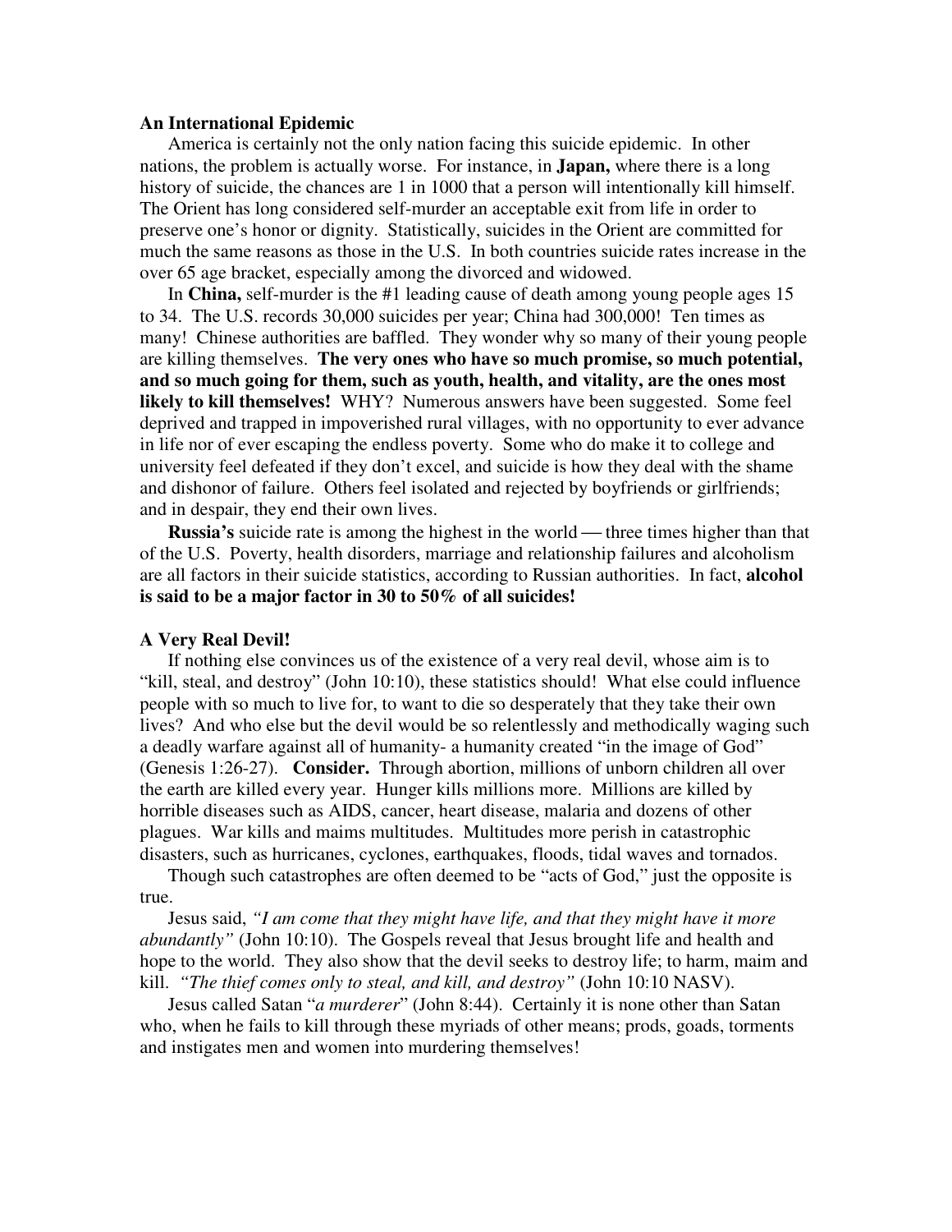**An International Epidemic**

America is certainly not the only nation facing this suicide epidemic. In other nations, the problem is actually worse. For instance, in **Japan,** where there is a long history of suicide, the chances are 1 in 1000 that a person will intentionally kill himself. The Orient has long considered self-murder an acceptable exit from life in order to preserve one's honor or dignity. Statistically, suicides in the Orient are committed for much the same reasons as those in the U.S. In both countries suicide rates increase in the over 65 age bracket, especially among the divorced and widowed.

In **China,** self-murder is the #1 leading cause of death among young people ages 15 to 34. The U.S. records 30,000 suicides per year; China had 300,000! Ten times as many! Chinese authorities are baffled. They wonder why so many of their young people are killing themselves. **The very ones who have so much promise, so much potential, and so much going for them, such as youth, health, and vitality, are the ones most likely to kill themselves!** WHY? Numerous answers have been suggested. Some feel deprived and trapped in impoverished rural villages, with no opportunity to ever advance in life nor of ever escaping the endless poverty. Some who do make it to college and university feel defeated if they don't excel, and suicide is how they deal with the shame and dishonor of failure. Others feel isolated and rejected by boyfriends or girlfriends; and in despair, they end their own lives.

**Russia's** suicide rate is among the highest in the world — three times higher than that of the U.S. Poverty, health disorders, marriage and relationship failures and alcoholism are all factors in their suicide statistics, according to Russian authorities. In fact, **alcohol is said to be a major factor in 30 to 50% of all suicides!**

**A Very Real Devil!**

If nothing else convinces us of the existence of a very real devil, whose aim is to "kill, steal, and destroy" (John 10:10), these statistics should! What else could influence people with so much to live for, to want to die so desperately that they take their own lives? And who else but the devil would be so relentlessly and methodically waging such a deadly warfare against all of humanity- a humanity created "in the image of God" (Genesis 1:26-27). **Consider.** Through abortion, millions of unborn children all over the earth are killed every year. Hunger kills millions more. Millions are killed by horrible diseases such as AIDS, cancer, heart disease, malaria and dozens of other plagues. War kills and maims multitudes. Multitudes more perish in catastrophic disasters, such as hurricanes, cyclones, earthquakes, floods, tidal waves and tornados.

Though such catastrophes are often deemed to be "acts of God," just the opposite is true.

Jesus said, *"I am come that they might have life, and that they might have it more abundantly"* (John 10:10). The Gospels reveal that Jesus brought life and health and hope to the world. They also show that the devil seeks to destroy life; to harm, maim and kill. *"The thief comes only to steal, and kill, and destroy"* (John 10:10 NASV).

Jesus called Satan "*a murderer*" (John 8:44). Certainly it is none other than Satan who, when he fails to kill through these myriads of other means; prods, goads, torments and instigates men and women into murdering themselves!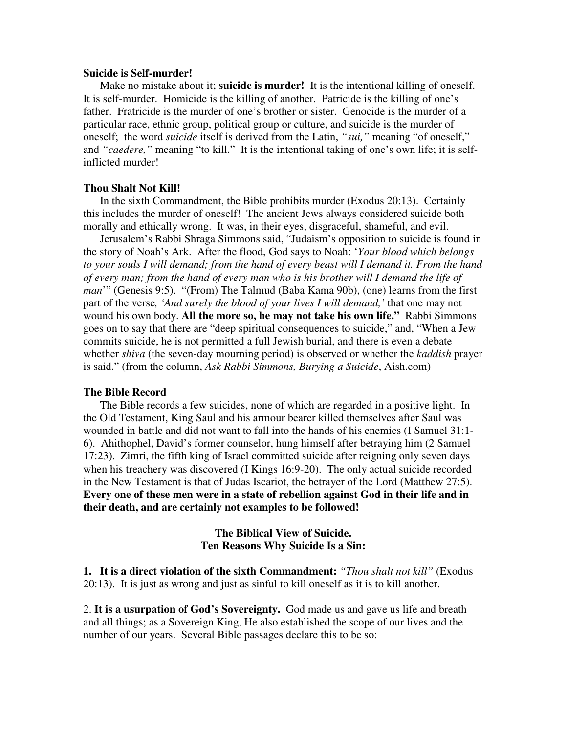**Suicide is Self-murder!**

Make no mistake about it; **suicide is murder!** It is the intentional killing of oneself. It is self-murder. Homicide is the killing of another. Patricide is the killing of one's father. Fratricide is the murder of one's brother or sister. Genocide is the murder of a particular race, ethnic group, political group or culture, and suicide is the murder of oneself; the word *suicide* itself is derived from the Latin, *"sui,"* meaning "of oneself," and *"caedere,"* meaning "to kill." It is the intentional taking of one's own life; it is self-inflicted murder!

**Thou Shalt Not Kill!**

In the sixth Commandment, the Bible prohibits murder (Exodus 20:13). Certainly this includes the murder of oneself! The ancient Jews always considered suicide both morally and ethically wrong. It was, in their eyes, disgraceful, shameful, and evil.

Jerusalem's Rabbi Shraga Simmons said, "Judaism's opposition to suicide is found in the story of Noah's Ark. After the flood, God says to Noah: '*Your blood which belongs to your souls I will demand; from the hand of every beast will I demand it. From the hand of every man; from the hand of every man who is his brother will I demand the life of man*'" (Genesis 9:5). "(From) The Talmud (Baba Kama 90b), (one) learns from the first part of the verse*, 'And surely the blood of your lives I will demand,'* that one may not wound his own body. **All the more so, he may not take his own life."** Rabbi Simmons goes on to say that there are "deep spiritual consequences to suicide," and, "When a Jew commits suicide, he is not permitted a full Jewish burial, and there is even a debate whether *shiva* (the seven-day mourning period) is observed or whether the *kaddish* prayer is said." (from the column, *Ask Rabbi Simmons, Burying a Suicide*, Aish.com)

**The Bible Record**

The Bible records a few suicides, none of which are regarded in a positive light. In the Old Testament, King Saul and his armour bearer killed themselves after Saul was wounded in battle and did not want to fall into the hands of his enemies (I Samuel 31:1-6). Ahithophel, David's former counselor, hung himself after betraying him (2 Samuel 17:23). Zimri, the fifth king of Israel committed suicide after reigning only seven days when his treachery was discovered (I Kings 16:9-20). The only actual suicide recorded in the New Testament is that of Judas Iscariot, the betrayer of the Lord (Matthew 27:5). **Every one of these men were in a state of rebellion against God in their life and in their death, and are certainly not examples to be followed!**

**The Biblical View of Suicide.**
**Ten Reasons Why Suicide Is a Sin:**

**1. It is a direct violation of the sixth Commandment:** *"Thou shalt not kill"* (Exodus 20:13). It is just as wrong and just as sinful to kill oneself as it is to kill another.

2. **It is a usurpation of God's Sovereignty.** God made us and gave us life and breath and all things; as a Sovereign King, He also established the scope of our lives and the number of our years. Several Bible passages declare this to be so: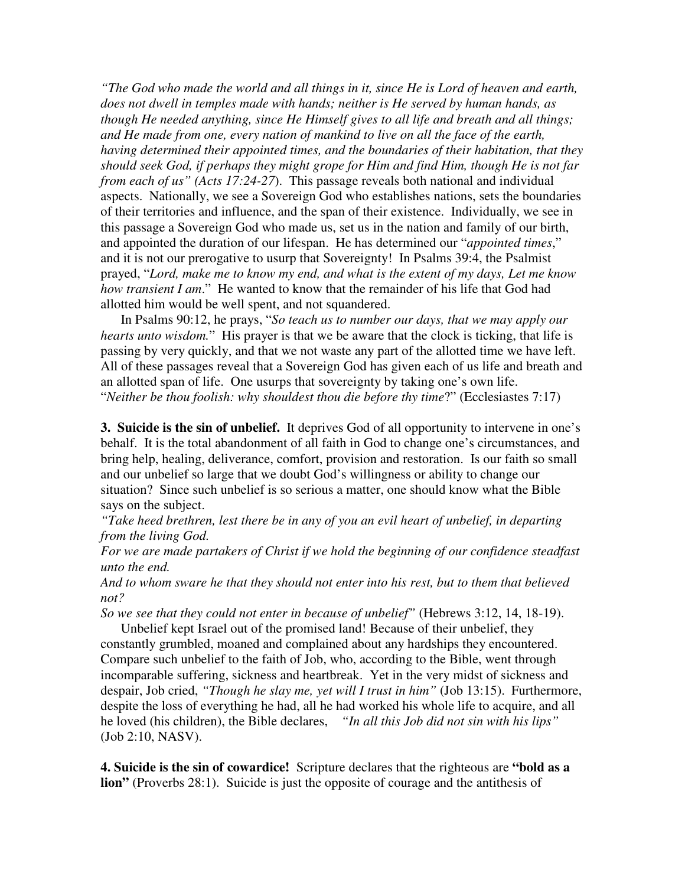*"The God who made the world and all things in it, since He is Lord of heaven and earth, does not dwell in temples made with hands; neither is He served by human hands, as though He needed anything, since He Himself gives to all life and breath and all things; and He made from one, every nation of mankind to live on all the face of the earth, having determined their appointed times, and the boundaries of their habitation, that they should seek God, if perhaps they might grope for Him and find Him, though He is not far from each of us" (Acts 17:24-27*). This passage reveals both national and individual aspects. Nationally, we see a Sovereign God who establishes nations, sets the boundaries of their territories and influence, and the span of their existence. Individually, we see in this passage a Sovereign God who made us, set us in the nation and family of our birth, and appointed the duration of our lifespan. He has determined our "*appointed times*," and it is not our prerogative to usurp that Sovereignty! In Psalms 39:4, the Psalmist prayed, "*Lord, make me to know my end, and what is the extent of my days, Let me know how transient I am*." He wanted to know that the remainder of his life that God had allotted him would be well spent, and not squandered.

In Psalms 90:12, he prays, "*So teach us to number our days, that we may apply our hearts unto wisdom.*" His prayer is that we be aware that the clock is ticking, that life is passing by very quickly, and that we not waste any part of the allotted time we have left. All of these passages reveal that a Sovereign God has given each of us life and breath and an allotted span of life. One usurps that sovereignty by taking one's own life. "*Neither be thou foolish: why shouldest thou die before thy time*?" (Ecclesiastes 7:17)

**3. Suicide is the sin of unbelief.** It deprives God of all opportunity to intervene in one's behalf. It is the total abandonment of all faith in God to change one's circumstances, and bring help, healing, deliverance, comfort, provision and restoration. Is our faith so small and our unbelief so large that we doubt God's willingness or ability to change our situation? Since such unbelief is so serious a matter, one should know what the Bible says on the subject.

*"Take heed brethren, lest there be in any of you an evil heart of unbelief, in departing from the living God.*

*For we are made partakers of Christ if we hold the beginning of our confidence steadfast unto the end.*

*And to whom sware he that they should not enter into his rest, but to them that believed not?*

*So we see that they could not enter in because of unbelief"* (Hebrews 3:12, 14, 18-19).

Unbelief kept Israel out of the promised land! Because of their unbelief, they constantly grumbled, moaned and complained about any hardships they encountered. Compare such unbelief to the faith of Job, who, according to the Bible, went through incomparable suffering, sickness and heartbreak. Yet in the very midst of sickness and despair, Job cried, *"Though he slay me, yet will I trust in him"* (Job 13:15). Furthermore, despite the loss of everything he had, all he had worked his whole life to acquire, and all he loved (his children), the Bible declares, *"In all this Job did not sin with his lips"* (Job 2:10, NASV).

**4. Suicide is the sin of cowardice!** Scripture declares that the righteous are **"bold as a lion"** (Proverbs 28:1). Suicide is just the opposite of courage and the antithesis of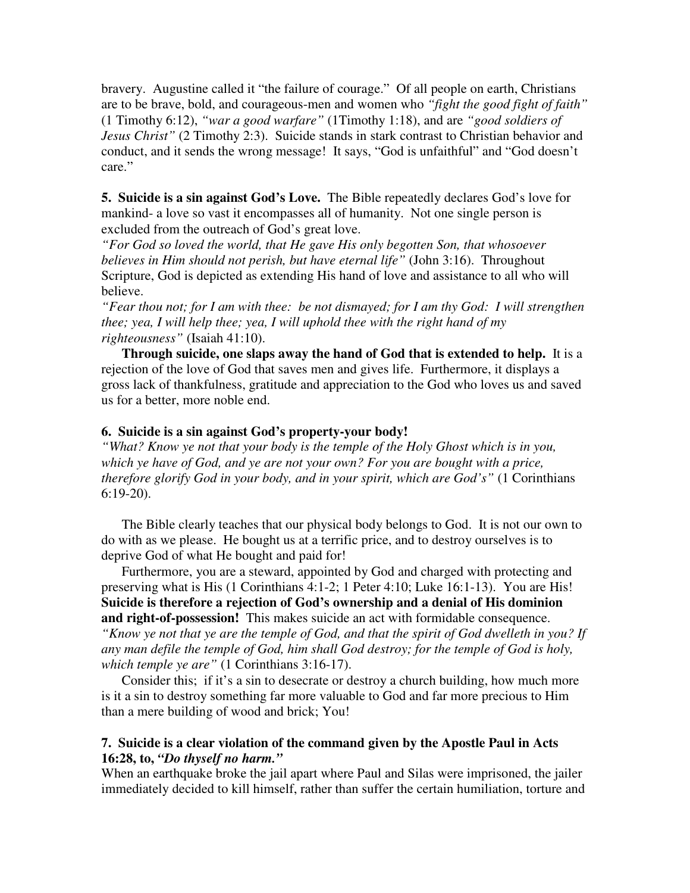bravery. Augustine called it "the failure of courage." Of all people on earth, Christians are to be brave, bold, and courageous-men and women who *"fight the good fight of faith"* (1 Timothy 6:12), *"war a good warfare"* (1Timothy 1:18), and are *"good soldiers of Jesus Christ"* (2 Timothy 2:3). Suicide stands in stark contrast to Christian behavior and conduct, and it sends the wrong message! It says, "God is unfaithful" and "God doesn't care."

**5. Suicide is a sin against God's Love.** The Bible repeatedly declares God's love for mankind- a love so vast it encompasses all of humanity. Not one single person is excluded from the outreach of God's great love.

*"For God so loved the world, that He gave His only begotten Son, that whosoever believes in Him should not perish, but have eternal life"* (John 3:16). Throughout Scripture, God is depicted as extending His hand of love and assistance to all who will believe.

*"Fear thou not; for I am with thee: be not dismayed; for I am thy God: I will strengthen thee; yea, I will help thee; yea, I will uphold thee with the right hand of my righteousness"* (Isaiah 41:10).

**Through suicide, one slaps away the hand of God that is extended to help.** It is a rejection of the love of God that saves men and gives life. Furthermore, it displays a gross lack of thankfulness, gratitude and appreciation to the God who loves us and saved us for a better, more noble end.

**6. Suicide is a sin against God's property-your body!**

*"What? Know ye not that your body is the temple of the Holy Ghost which is in you, which ye have of God, and ye are not your own? For you are bought with a price, therefore glorify God in your body, and in your spirit, which are God's"* (1 Corinthians 6:19-20).

The Bible clearly teaches that our physical body belongs to God. It is not our own to do with as we please. He bought us at a terrific price, and to destroy ourselves is to deprive God of what He bought and paid for!

Furthermore, you are a steward, appointed by God and charged with protecting and preserving what is His (1 Corinthians 4:1-2; 1 Peter 4:10; Luke 16:1-13). You are His! **Suicide is therefore a rejection of God's ownership and a denial of His dominion and right-of-possession!** This makes suicide an act with formidable consequence. *"Know ye not that ye are the temple of God, and that the spirit of God dwelleth in you? If any man defile the temple of God, him shall God destroy; for the temple of God is holy, which temple ye are"* (1 Corinthians 3:16-17).

Consider this; if it's a sin to desecrate or destroy a church building, how much more is it a sin to destroy something far more valuable to God and far more precious to Him than a mere building of wood and brick; You!

**7. Suicide is a clear violation of the command given by the Apostle Paul in Acts 16:28, to, *"Do thyself no harm."***

When an earthquake broke the jail apart where Paul and Silas were imprisoned, the jailer immediately decided to kill himself, rather than suffer the certain humiliation, torture and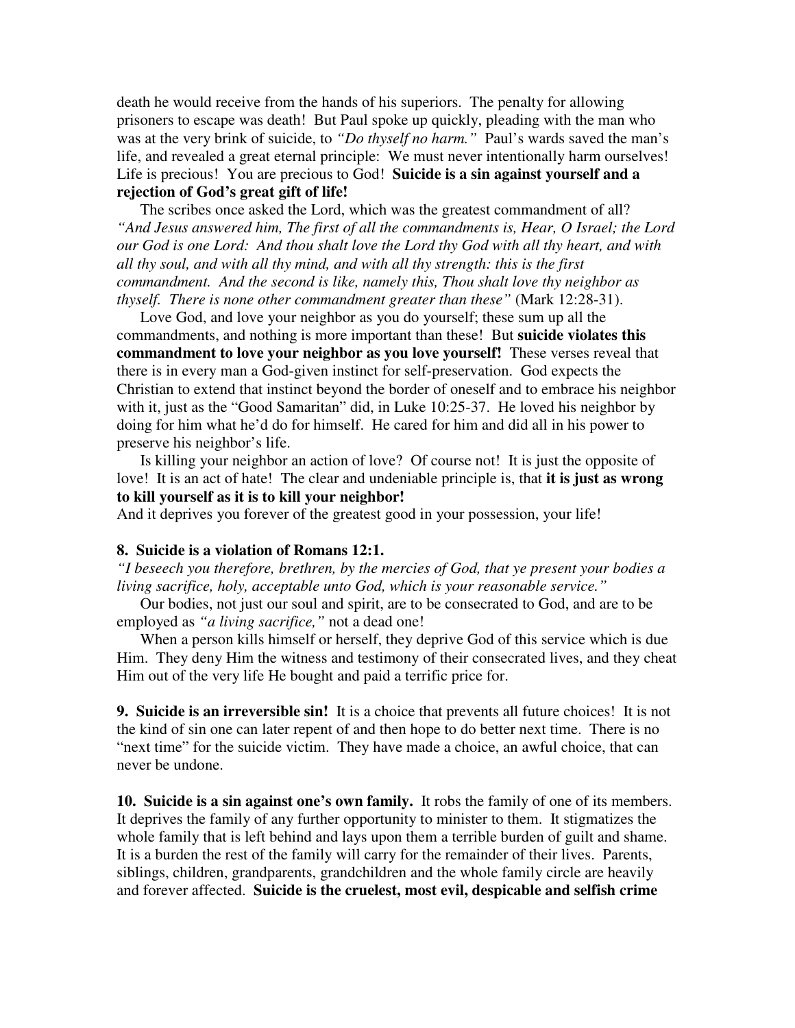death he would receive from the hands of his superiors. The penalty for allowing prisoners to escape was death! But Paul spoke up quickly, pleading with the man who was at the very brink of suicide, to *"Do thyself no harm."* Paul's wards saved the man's life, and revealed a great eternal principle: We must never intentionally harm ourselves! Life is precious! You are precious to God! **Suicide is a sin against yourself and a rejection of God's great gift of life!**

The scribes once asked the Lord, which was the greatest commandment of all? *"And Jesus answered him, The first of all the commandments is, Hear, O Israel; the Lord our God is one Lord: And thou shalt love the Lord thy God with all thy heart, and with all thy soul, and with all thy mind, and with all thy strength: this is the first commandment. And the second is like, namely this, Thou shalt love thy neighbor as thyself. There is none other commandment greater than these"* (Mark 12:28-31).

Love God, and love your neighbor as you do yourself; these sum up all the commandments, and nothing is more important than these! But **suicide violates this commandment to love your neighbor as you love yourself!** These verses reveal that there is in every man a God-given instinct for self-preservation. God expects the Christian to extend that instinct beyond the border of oneself and to embrace his neighbor with it, just as the "Good Samaritan" did, in Luke 10:25-37. He loved his neighbor by doing for him what he'd do for himself. He cared for him and did all in his power to preserve his neighbor's life.

Is killing your neighbor an action of love? Of course not! It is just the opposite of love! It is an act of hate! The clear and undeniable principle is, that **it is just as wrong to kill yourself as it is to kill your neighbor!**
And it deprives you forever of the greatest good in your possession, your life!

**8. Suicide is a violation of Romans 12:1.**
*"I beseech you therefore, brethren, by the mercies of God, that ye present your bodies a living sacrifice, holy, acceptable unto God, which is your reasonable service."*

Our bodies, not just our soul and spirit, are to be consecrated to God, and are to be employed as *"a living sacrifice,"* not a dead one!

When a person kills himself or herself, they deprive God of this service which is due Him. They deny Him the witness and testimony of their consecrated lives, and they cheat Him out of the very life He bought and paid a terrific price for.

**9. Suicide is an irreversible sin!** It is a choice that prevents all future choices! It is not the kind of sin one can later repent of and then hope to do better next time. There is no "next time" for the suicide victim. They have made a choice, an awful choice, that can never be undone.

**10. Suicide is a sin against one's own family.** It robs the family of one of its members. It deprives the family of any further opportunity to minister to them. It stigmatizes the whole family that is left behind and lays upon them a terrible burden of guilt and shame. It is a burden the rest of the family will carry for the remainder of their lives. Parents, siblings, children, grandparents, grandchildren and the whole family circle are heavily and forever affected. **Suicide is the cruelest, most evil, despicable and selfish crime**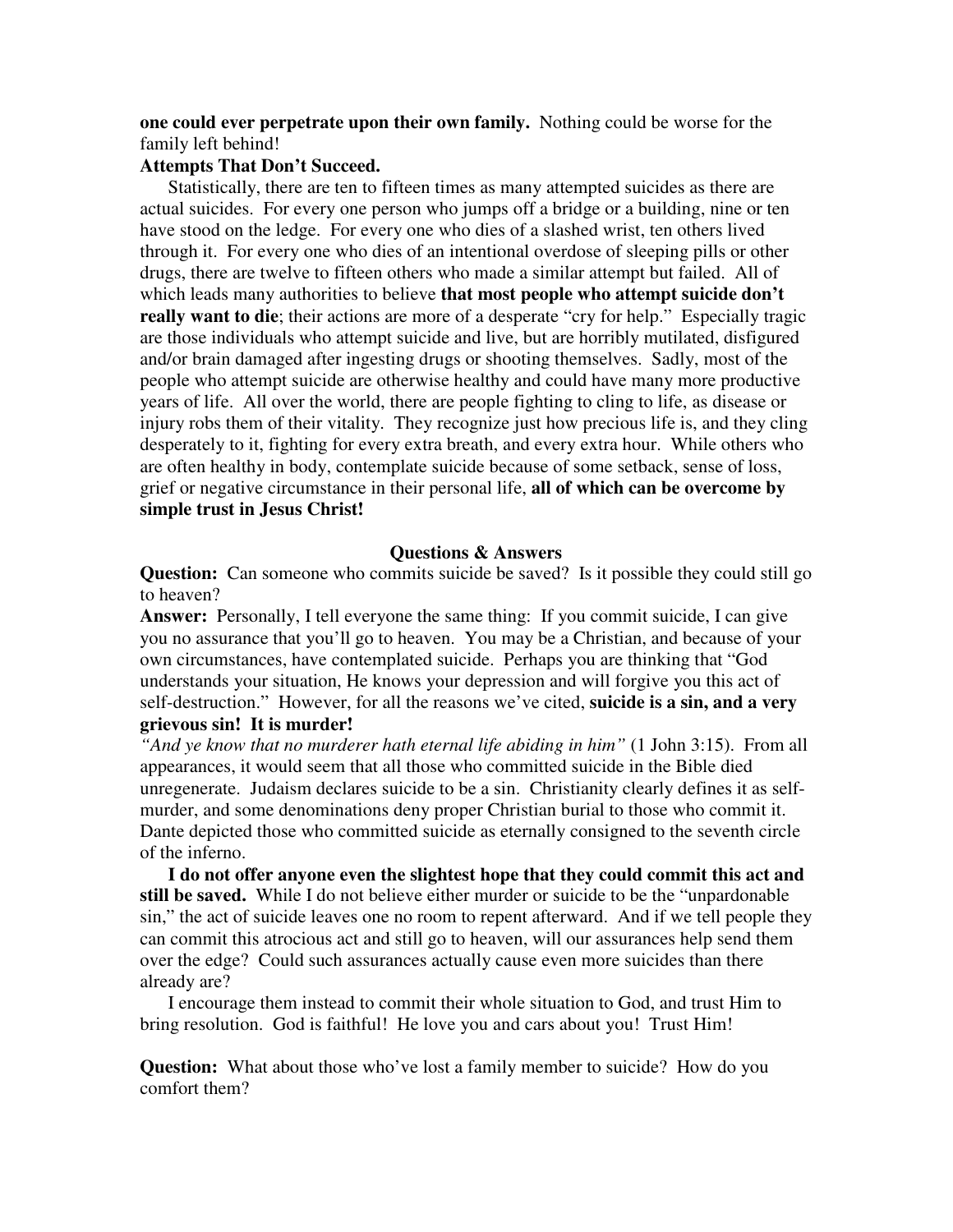**one could ever perpetrate upon their own family.** Nothing could be worse for the family left behind!

**Attempts That Don't Succeed.**

Statistically, there are ten to fifteen times as many attempted suicides as there are actual suicides. For every one person who jumps off a bridge or a building, nine or ten have stood on the ledge. For every one who dies of a slashed wrist, ten others lived through it. For every one who dies of an intentional overdose of sleeping pills or other drugs, there are twelve to fifteen others who made a similar attempt but failed. All of which leads many authorities to believe **that most people who attempt suicide don't really want to die**; their actions are more of a desperate "cry for help." Especially tragic are those individuals who attempt suicide and live, but are horribly mutilated, disfigured and/or brain damaged after ingesting drugs or shooting themselves. Sadly, most of the people who attempt suicide are otherwise healthy and could have many more productive years of life. All over the world, there are people fighting to cling to life, as disease or injury robs them of their vitality. They recognize just how precious life is, and they cling desperately to it, fighting for every extra breath, and every extra hour. While others who are often healthy in body, contemplate suicide because of some setback, sense of loss, grief or negative circumstance in their personal life, **all of which can be overcome by simple trust in Jesus Christ!**

## Questions & Answers

**Question:** Can someone who commits suicide be saved? Is it possible they could still go to heaven?

**Answer:** Personally, I tell everyone the same thing: If you commit suicide, I can give you no assurance that you'll go to heaven. You may be a Christian, and because of your own circumstances, have contemplated suicide. Perhaps you are thinking that "God understands your situation, He knows your depression and will forgive you this act of self-destruction." However, for all the reasons we've cited, **suicide is a sin, and a very grievous sin! It is murder!**

*"And ye know that no murderer hath eternal life abiding in him"* (1 John 3:15). From all appearances, it would seem that all those who committed suicide in the Bible died unregenerate. Judaism declares suicide to be a sin. Christianity clearly defines it as self-murder, and some denominations deny proper Christian burial to those who commit it. Dante depicted those who committed suicide as eternally consigned to the seventh circle of the inferno.

**I do not offer anyone even the slightest hope that they could commit this act and still be saved.** While I do not believe either murder or suicide to be the "unpardonable sin," the act of suicide leaves one no room to repent afterward. And if we tell people they can commit this atrocious act and still go to heaven, will our assurances help send them over the edge? Could such assurances actually cause even more suicides than there already are?

I encourage them instead to commit their whole situation to God, and trust Him to bring resolution. God is faithful! He love you and cars about you! Trust Him!

**Question:** What about those who've lost a family member to suicide? How do you comfort them?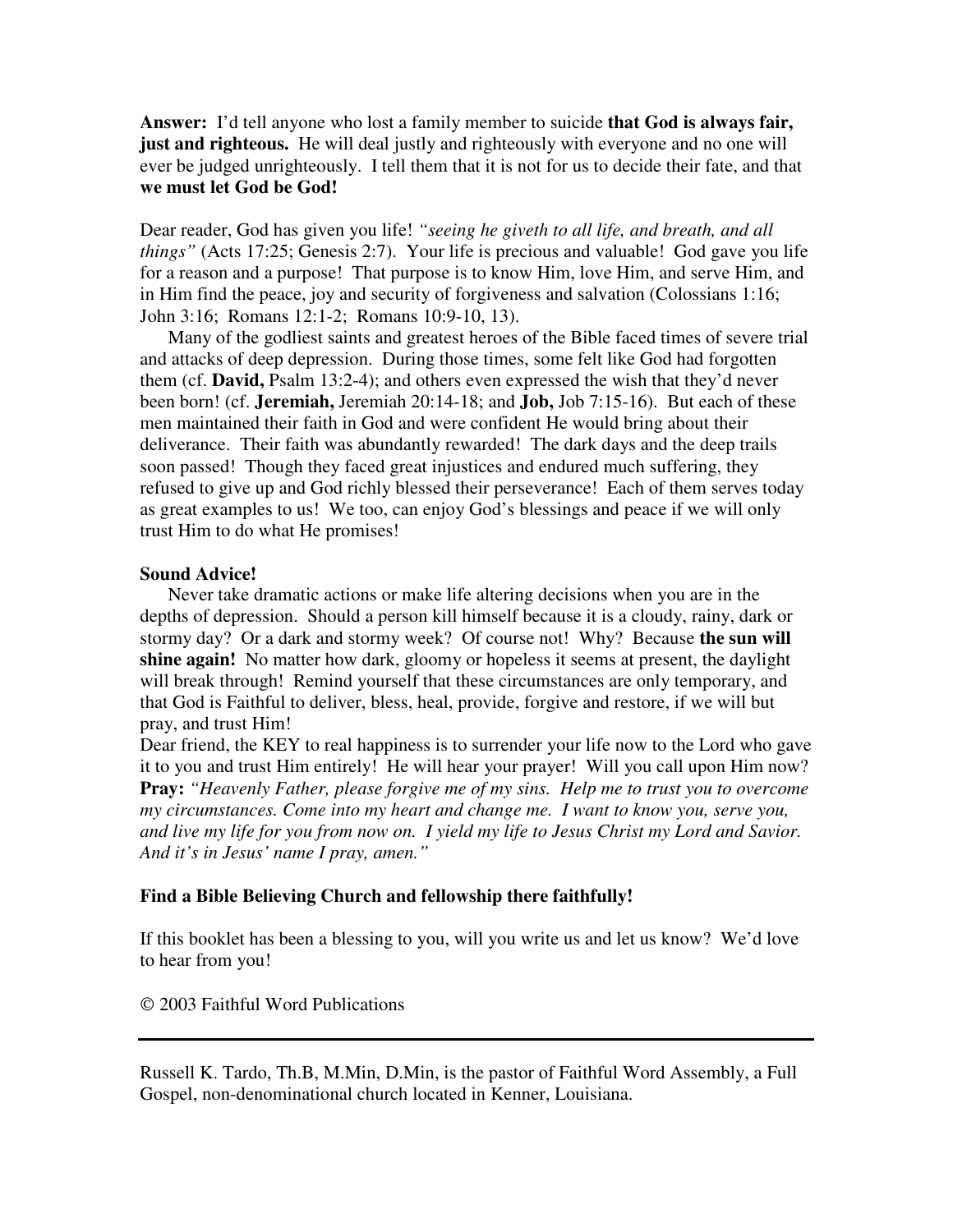**Answer:** I'd tell anyone who lost a family member to suicide **that God is always fair, just and righteous.** He will deal justly and righteously with everyone and no one will ever be judged unrighteously. I tell them that it is not for us to decide their fate, and that **we must let God be God!**

Dear reader, God has given you life! *"seeing he giveth to all life, and breath, and all things"* (Acts 17:25; Genesis 2:7). Your life is precious and valuable! God gave you life for a reason and a purpose! That purpose is to know Him, love Him, and serve Him, and in Him find the peace, joy and security of forgiveness and salvation (Colossians 1:16; John 3:16; Romans 12:1-2; Romans 10:9-10, 13).

Many of the godliest saints and greatest heroes of the Bible faced times of severe trial and attacks of deep depression. During those times, some felt like God had forgotten them (cf. **David,** Psalm 13:2-4); and others even expressed the wish that they'd never been born! (cf. **Jeremiah,** Jeremiah 20:14-18; and **Job,** Job 7:15-16). But each of these men maintained their faith in God and were confident He would bring about their deliverance. Their faith was abundantly rewarded! The dark days and the deep trails soon passed! Though they faced great injustices and endured much suffering, they refused to give up and God richly blessed their perseverance! Each of them serves today as great examples to us! We too, can enjoy God's blessings and peace if we will only trust Him to do what He promises!

**Sound Advice!**

Never take dramatic actions or make life altering decisions when you are in the depths of depression. Should a person kill himself because it is a cloudy, rainy, dark or stormy day? Or a dark and stormy week? Of course not! Why? Because **the sun will shine again!** No matter how dark, gloomy or hopeless it seems at present, the daylight will break through! Remind yourself that these circumstances are only temporary, and that God is Faithful to deliver, bless, heal, provide, forgive and restore, if we will but pray, and trust Him!

Dear friend, the KEY to real happiness is to surrender your life now to the Lord who gave it to you and trust Him entirely! He will hear your prayer! Will you call upon Him now?

**Pray:** *"Heavenly Father, please forgive me of my sins. Help me to trust you to overcome my circumstances. Come into my heart and change me. I want to know you, serve you, and live my life for you from now on. I yield my life to Jesus Christ my Lord and Savior. And it's in Jesus' name I pray, amen."*

**Find a Bible Believing Church and fellowship there faithfully!**

If this booklet has been a blessing to you, will you write us and let us know? We'd love to hear from you!

© 2003 Faithful Word Publications

---

Russell K. Tardo, Th.B, M.Min, D.Min, is the pastor of Faithful Word Assembly, a Full Gospel, non-denominational church located in Kenner, Louisiana.